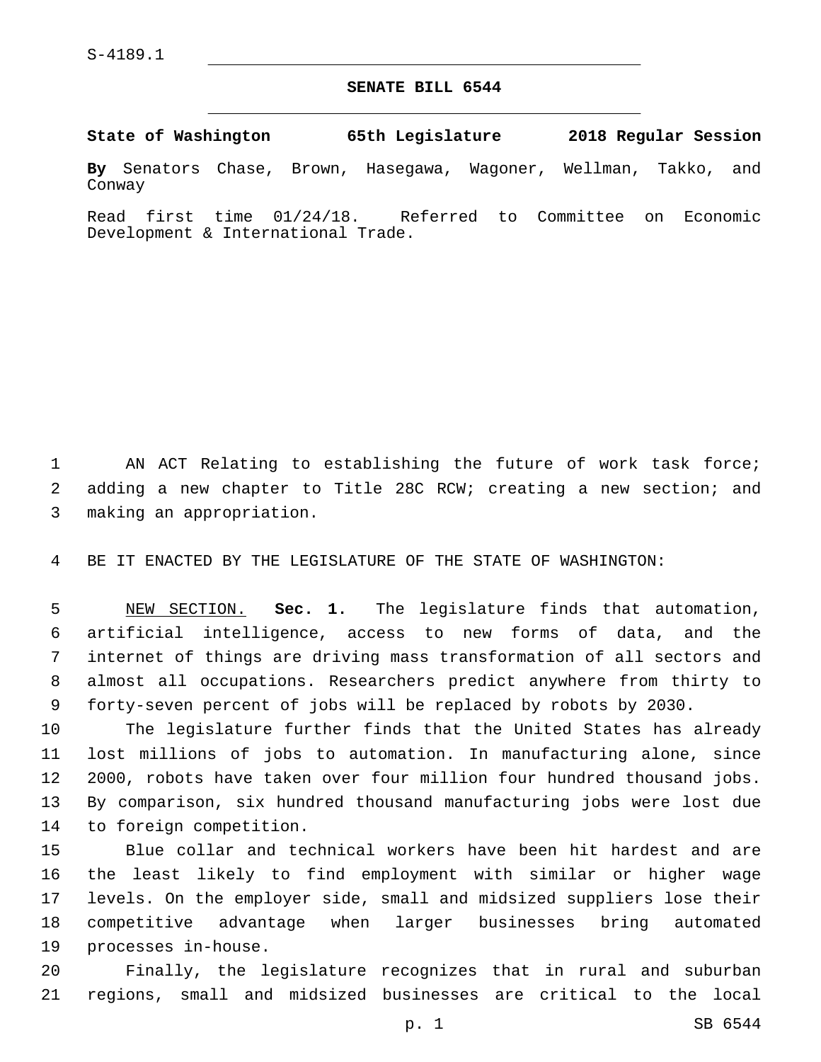S-4189.1

## SENATE BILL 6544

**State of Washington 65th Legislature 2018 Regular Session**

**By** Senators Chase, Brown, Hasegawa, Wagoner, Wellman, Takko, and Conway

Read first time 01/24/18. Referred to Committee on Economic Development & International Trade.

AN ACT Relating to establishing the future of work task force; adding a new chapter to Title 28C RCW; creating a new section; and making an appropriation.

BE IT ENACTED BY THE LEGISLATURE OF THE STATE OF WASHINGTON:

NEW SECTION. **Sec. 1.** The legislature finds that automation, artificial intelligence, access to new forms of data, and the internet of things are driving mass transformation of all sectors and almost all occupations. Researchers predict anywhere from thirty to forty-seven percent of jobs will be replaced by robots by 2030.

The legislature further finds that the United States has already lost millions of jobs to automation. In manufacturing alone, since 2000, robots have taken over four million four hundred thousand jobs. By comparison, six hundred thousand manufacturing jobs were lost due to foreign competition.

Blue collar and technical workers have been hit hardest and are the least likely to find employment with similar or higher wage levels. On the employer side, small and midsized suppliers lose their competitive advantage when larger businesses bring automated processes in-house.

Finally, the legislature recognizes that in rural and suburban regions, small and midsized businesses are critical to the local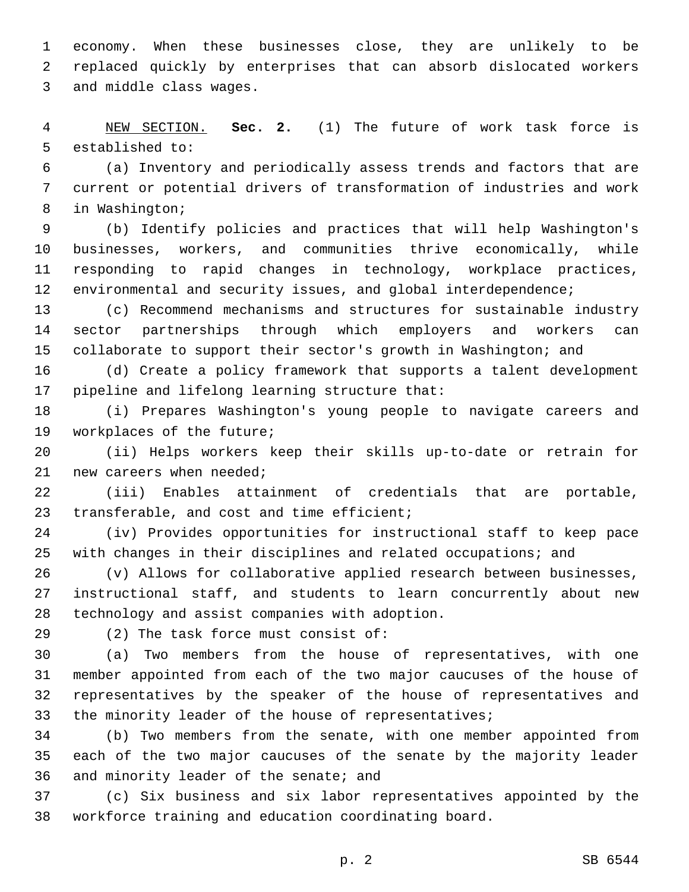economy. When these businesses close, they are unlikely to be replaced quickly by enterprises that can absorb dislocated workers and middle class wages.

NEW SECTION. **Sec. 2.** (1) The future of work task force is established to:

(a) Inventory and periodically assess trends and factors that are current or potential drivers of transformation of industries and work in Washington;

(b) Identify policies and practices that will help Washington's businesses, workers, and communities thrive economically, while responding to rapid changes in technology, workplace practices, environmental and security issues, and global interdependence;

(c) Recommend mechanisms and structures for sustainable industry sector partnerships through which employers and workers can collaborate to support their sector's growth in Washington; and

(d) Create a policy framework that supports a talent development pipeline and lifelong learning structure that:

(i) Prepares Washington's young people to navigate careers and workplaces of the future;

(ii) Helps workers keep their skills up-to-date or retrain for new careers when needed;

(iii) Enables attainment of credentials that are portable, transferable, and cost and time efficient;

(iv) Provides opportunities for instructional staff to keep pace with changes in their disciplines and related occupations; and

(v) Allows for collaborative applied research between businesses, instructional staff, and students to learn concurrently about new technology and assist companies with adoption.

(2) The task force must consist of:

(a) Two members from the house of representatives, with one member appointed from each of the two major caucuses of the house of representatives by the speaker of the house of representatives and the minority leader of the house of representatives;

(b) Two members from the senate, with one member appointed from each of the two major caucuses of the senate by the majority leader and minority leader of the senate; and

(c) Six business and six labor representatives appointed by the workforce training and education coordinating board.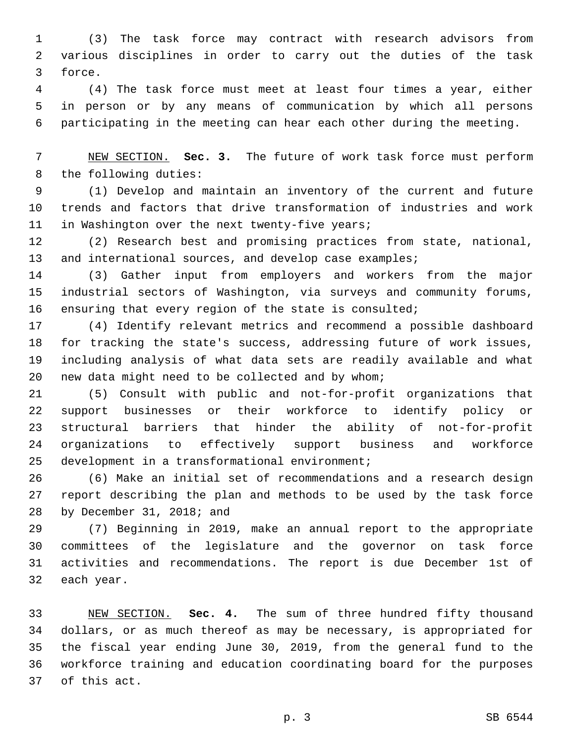(3) The task force may contract with research advisors from various disciplines in order to carry out the duties of the task force.

(4) The task force must meet at least four times a year, either in person or by any means of communication by which all persons participating in the meeting can hear each other during the meeting.

NEW SECTION. **Sec. 3.** The future of work task force must perform the following duties:

(1) Develop and maintain an inventory of the current and future trends and factors that drive transformation of industries and work in Washington over the next twenty-five years;

(2) Research best and promising practices from state, national, and international sources, and develop case examples;

(3) Gather input from employers and workers from the major industrial sectors of Washington, via surveys and community forums, ensuring that every region of the state is consulted;

(4) Identify relevant metrics and recommend a possible dashboard for tracking the state's success, addressing future of work issues, including analysis of what data sets are readily available and what new data might need to be collected and by whom;

(5) Consult with public and not-for-profit organizations that support businesses or their workforce to identify policy or structural barriers that hinder the ability of not-for-profit organizations to effectively support business and workforce development in a transformational environment;

(6) Make an initial set of recommendations and a research design report describing the plan and methods to be used by the task force by December 31, 2018; and

(7) Beginning in 2019, make an annual report to the appropriate committees of the legislature and the governor on task force activities and recommendations. The report is due December 1st of each year.

NEW SECTION. **Sec. 4.** The sum of three hundred fifty thousand dollars, or as much thereof as may be necessary, is appropriated for the fiscal year ending June 30, 2019, from the general fund to the workforce training and education coordinating board for the purposes of this act.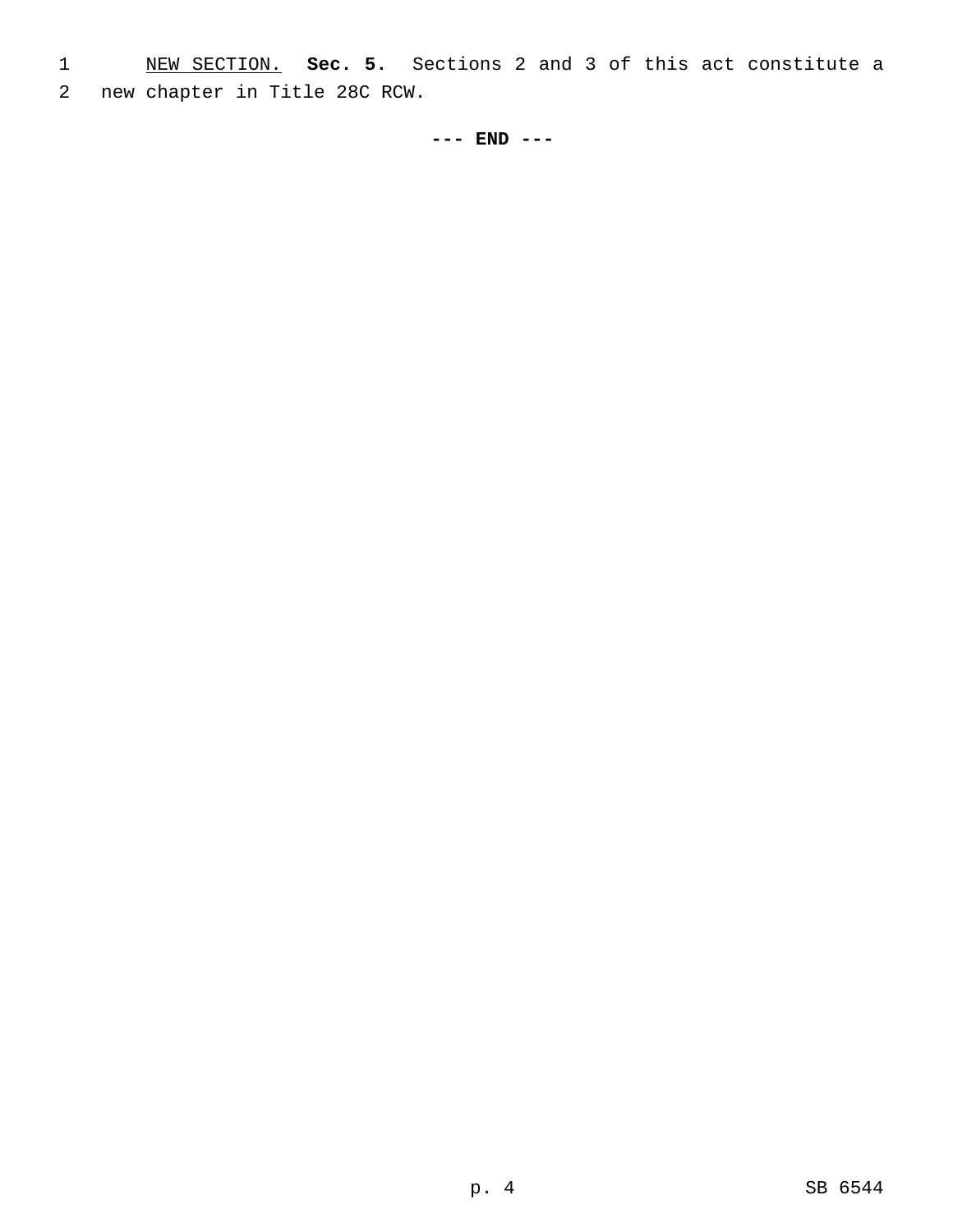NEW SECTION. **Sec. 5.** Sections 2 and 3 of this act constitute a new chapter in Title 28C RCW.

**--- END ---**